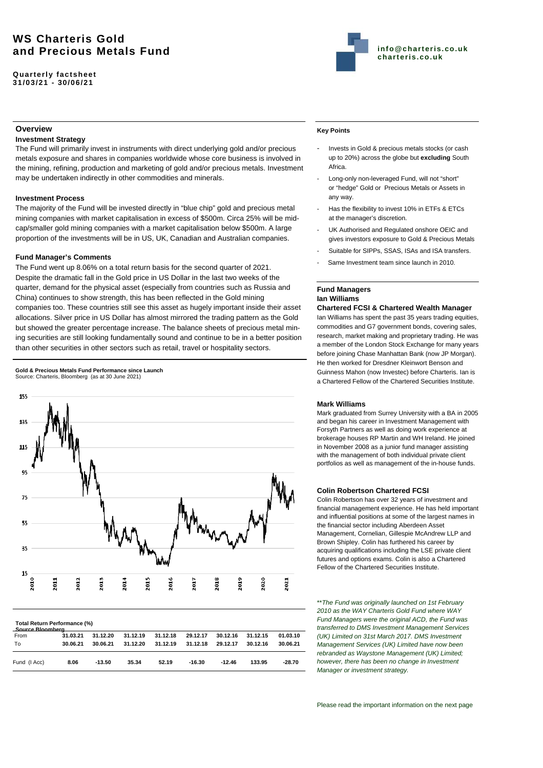# WS Charteris Gold and Precious Metals Fund

**Quarterly factsheet**
**31/03/21 - 30/06/21**

**info@charteris.co.uk**
**charteris.co.uk**

## Overview

### Investment Strategy

The Fund will primarily invest in instruments with direct underlying gold and/or precious metals exposure and shares in companies worldwide whose core business is involved in the mining, refining, production and marketing of gold and/or precious metals. Investment may be undertaken indirectly in other commodities and minerals.

### Investment Process

The majority of the Fund will be invested directly in "blue chip" gold and precious metal mining companies with market capitalisation in excess of $500m. Circa 25% will be mid-cap/smaller gold mining companies with a market capitalisation below $500m. A large proportion of the investments will be in US, UK, Canadian and Australian companies.

### Fund Manager's Comments

The Fund went up 8.06% on a total return basis for the second quarter of 2021. Despite the dramatic fall in the Gold price in US Dollar in the last two weeks of the quarter, demand for the physical asset (especially from countries such as Russia and China) continues to show strength, this has been reflected in the Gold mining companies too. These countries still see this asset as hugely important inside their asset allocations. Silver price in US Dollar has almost mirrored the trading pattern as the Gold but showed the greater percentage increase. The balance sheets of precious metal mining securities are still looking fundamentally sound and continue to be in a better position than other securities in other sectors such as retail, travel or hospitality sectors.

**Gold & Precious Metals Fund Performance since Launch**
Source: Charteris, Bloomberg (as at 30 June 2021)

**Total Return Performance (%)**
**Source Bloomberg**

| From | 31.03.21 | 31.12.20 | 31.12.19 | 31.12.18 | 29.12.17 | 30.12.16 | 31.12.15 | 01.03.10 |
|---|---|---|---|---|---|---|---|---|
| To | 30.06.21 | 30.06.21 | 31.12.20 | 31.12.19 | 31.12.18 | 29.12.17 | 30.12.16 | 30.06.21 |
| Fund (I Acc) | 8.06 | -13.50 | 35.34 | 52.19 | -16.30 | -12.46 | 133.95 | -28.70 |

### Key Points

- Invests in Gold & precious metals stocks (or cash up to 20%) across the globe but **excluding** South Africa.
- Long-only non-leveraged Fund, will not "short" or "hedge" Gold or Precious Metals or Assets in any way.
- Has the flexibility to invest 10% in ETFs & ETCs at the manager's discretion.
- UK Authorised and Regulated onshore OEIC and gives investors exposure to Gold & Precious Metals
- Suitable for SIPPs, SSAS, ISAs and ISA transfers.
- Same Investment team since launch in 2010.

## Fund Managers

### Ian Williams

**Chartered FCSI & Chartered Wealth Manager**

Ian Williams has spent the past 35 years trading equities, commodities and G7 government bonds, covering sales, research, market making and proprietary trading. He was a member of the London Stock Exchange for many years before joining Chase Manhattan Bank (now JP Morgan). He then worked for Dresdner Kleinwort Benson and Guinness Mahon (now Investec) before Charteris. Ian is a Chartered Fellow of the Chartered Securities Institute.

### Mark Williams

Mark graduated from Surrey University with a BA in 2005 and began his career in Investment Management with Forsyth Partners as well as doing work experience at brokerage houses RP Martin and WH Ireland. He joined in November 2008 as a junior fund manager assisting with the management of both individual private client portfolios as well as management of the in-house funds.

### Colin Robertson Chartered FCSI

Colin Robertson has over 32 years of investment and financial management experience. He has held important and influential positions at some of the largest names in the financial sector including Aberdeen Asset Management, Cornelian, Gillespie McAndrew LLP and Brown Shipley. Colin has furthered his career by acquiring qualifications including the LSE private client futures and options exams. Colin is also a Chartered Fellow of the Chartered Securities Institute.

*\*\*The Fund was originally launched on 1st February 2010 as the WAY Charteris Gold Fund where WAY Fund Managers were the original ACD, the Fund was transferred to DMS Investment Management Services (UK) Limited on 31st March 2017. DMS Investment Management Services (UK) Limited have now been rebranded as Waystone Management (UK) Limited; however, there has been no change in Investment Manager or investment strategy.*

Please read the important information on the next page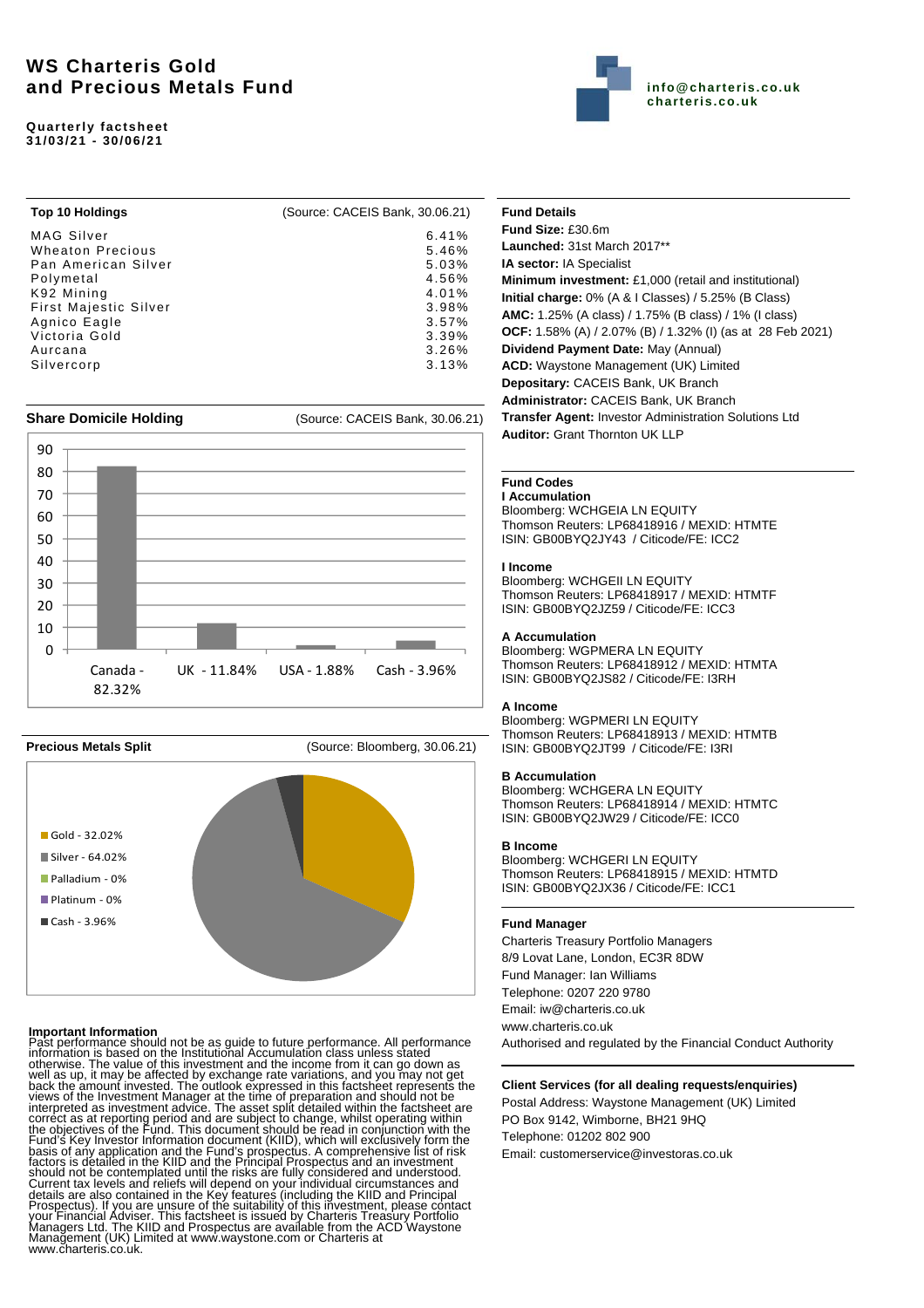# WS Charteris Gold and Precious Metals Fund

**Quarterly factsheet**
**31/03/21 - 30/06/21**

**info@charteris.co.uk**
**charteris.co.uk**

## Top 10 Holdings

(Source: CACEIS Bank, 30.06.21)

| | |
|---|---|
| MAG Silver | 6.41% |
| Wheaton Precious | 5.46% |
| Pan American Silver | 5.03% |
| Polymetal | 4.56% |
| K92 Mining | 4.01% |
| First Majestic Silver | 3.98% |
| Agnico Eagle | 3.57% |
| Victoria Gold | 3.39% |
| Aurcana | 3.26% |
| Silvercorp | 3.13% |

## Share Domicile Holding

(Source: CACEIS Bank, 30.06.21)

90
80
70
60
50
40
30
20
10
0

Canada - 82.32%
UK - 11.84%
USA - 1.88%
Cash - 3.96%

## Precious Metals Split

(Source: Bloomberg, 30.06.21)

Gold - 32.02%
Silver - 64.02%
Palladium - 0%
Platinum - 0%
Cash - 3.96%

## Fund Details

**Fund Size:** £30.6m
**Launched:** 31st March 2017**
**IA sector:** IA Specialist
**Minimum investment:** £1,000 (retail and institutional)
**Initial charge:** 0% (A & I Classes) / 5.25% (B Class)
**AMC:** 1.25% (A class) / 1.75% (B class) / 1% (I class)
**OCF:** 1.58% (A) / 2.07% (B) / 1.32% (I) (as at 28 Feb 2021)
**Dividend Payment Date:** May (Annual)
**ACD:** Waystone Management (UK) Limited
**Depositary:** CACEIS Bank, UK Branch
**Administrator:** CACEIS Bank, UK Branch
**Transfer Agent:** Investor Administration Solutions Ltd
**Auditor:** Grant Thornton UK LLP

## Fund Codes

**I Accumulation**
Bloomberg: WCHGEIA LN EQUITY
Thomson Reuters: LP68418916 / MEXID: HTMTE
ISIN: GB00BYQ2JY43 / Citicode/FE: ICC2

**I Income**
Bloomberg: WCHGEII LN EQUITY
Thomson Reuters: LP68418917 / MEXID: HTMTF
ISIN: GB00BYQ2JZ59 / Citicode/FE: ICC3

**A Accumulation**
Bloomberg: WGPMERA LN EQUITY
Thomson Reuters: LP68418912 / MEXID: HTMTA
ISIN: GB00BYQ2JS82 / Citicode/FE: I3RH

**A Income**
Bloomberg: WGPMERI LN EQUITY
Thomson Reuters: LP68418913 / MEXID: HTMTB
ISIN: GB00BYQ2JT99 / Citicode/FE: I3RI

**B Accumulation**
Bloomberg: WCHGERA LN EQUITY
Thomson Reuters: LP68418914 / MEXID: HTMTC
ISIN: GB00BYQ2JW29 / Citicode/FE: ICC0

**B Income**
Bloomberg: WCHGERI LN EQUITY
Thomson Reuters: LP68418915 / MEXID: HTMTD
ISIN: GB00BYQ2JX36 / Citicode/FE: ICC1

## Fund Manager

Charteris Treasury Portfolio Managers
8/9 Lovat Lane, London, EC3R 8DW
Fund Manager: Ian Williams
Telephone: 0207 220 9780
Email: iw@charteris.co.uk
www.charteris.co.uk
Authorised and regulated by the Financial Conduct Authority

## Client Services (for all dealing requests/enquiries)

Postal Address: Waystone Management (UK) Limited
PO Box 9142, Wimborne, BH21 9HQ
Telephone: 01202 802 900
Email: customerservice@investoras.co.uk

## Important Information

Past performance should not be as guide to future performance. All performance information is based on the Institutional Accumulation class unless stated otherwise. The value of this investment and the income from it can go down as well as up, it may be affected by exchange rate variations, and you may not get back the amount invested. The outlook expressed in this factsheet represents the views of the Investment Manager at the time of preparation and should not be interpreted as investment advice. The asset split detailed within the factsheet are correct as at reporting period and are subject to change, whilst operating within the objectives of the Fund. This document should be read in conjunction with the Fund's Key Investor Information document (KIID), which will exclusively form the basis of any application and the Fund's prospectus. A comprehensive list of risk factors is detailed in the KIID and the Principal Prospectus and an investment should not be contemplated until the risks are fully considered and understood. Current tax levels and reliefs will depend on your individual circumstances and details are also contained in the Key features (including the KIID and Principal Prospectus). If you are unsure of the suitability of this investment, please contact your Financial Adviser. This factsheet is issued by Charteris Treasury Portfolio Managers Ltd. The KIID and Prospectus are available from the ACD Waystone Management (UK) Limited at www.waystone.com or Charteris at www.charteris.co.uk.